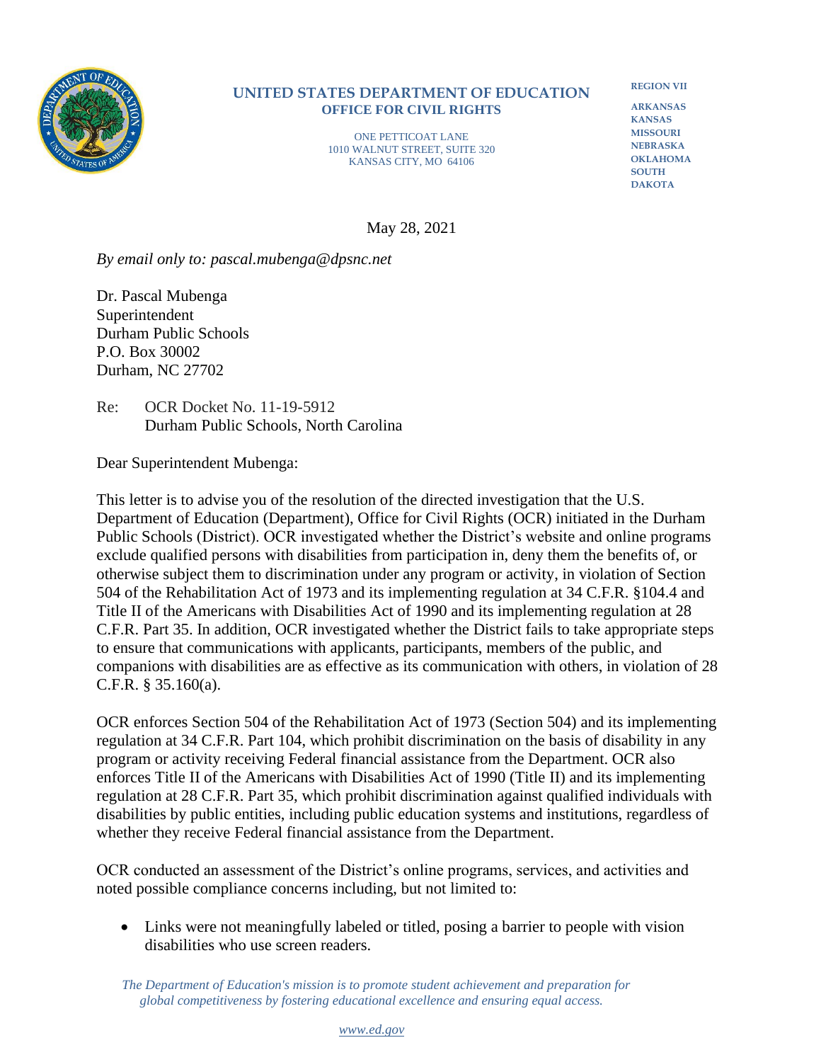**UNITED STATES DEPARTMENT OF EDUCATION**
**OFFICE FOR CIVIL RIGHTS**

ONE PETTICOAT LANE
1010 WALNUT STREET, SUITE 320
KANSAS CITY, MO 64106

**REGION VII**

**ARKANSAS**
**KANSAS**
**MISSOURI**
**NEBRASKA**
**OKLAHOMA**
**SOUTH DAKOTA**

May 28, 2021

*By email only to: pascal.mubenga@dpsnc.net*

Dr. Pascal Mubenga
Superintendent
Durham Public Schools
P.O. Box 30002
Durham, NC 27702

Re: OCR Docket No. 11-19-5912
Durham Public Schools, North Carolina

Dear Superintendent Mubenga:

This letter is to advise you of the resolution of the directed investigation that the U.S. Department of Education (Department), Office for Civil Rights (OCR) initiated in the Durham Public Schools (District). OCR investigated whether the District's website and online programs exclude qualified persons with disabilities from participation in, deny them the benefits of, or otherwise subject them to discrimination under any program or activity, in violation of Section 504 of the Rehabilitation Act of 1973 and its implementing regulation at 34 C.F.R. §104.4 and Title II of the Americans with Disabilities Act of 1990 and its implementing regulation at 28 C.F.R. Part 35. In addition, OCR investigated whether the District fails to take appropriate steps to ensure that communications with applicants, participants, members of the public, and companions with disabilities are as effective as its communication with others, in violation of 28 C.F.R. § 35.160(a).

OCR enforces Section 504 of the Rehabilitation Act of 1973 (Section 504) and its implementing regulation at 34 C.F.R. Part 104, which prohibit discrimination on the basis of disability in any program or activity receiving Federal financial assistance from the Department. OCR also enforces Title II of the Americans with Disabilities Act of 1990 (Title II) and its implementing regulation at 28 C.F.R. Part 35, which prohibit discrimination against qualified individuals with disabilities by public entities, including public education systems and institutions, regardless of whether they receive Federal financial assistance from the Department.

OCR conducted an assessment of the District's online programs, services, and activities and noted possible compliance concerns including, but not limited to:

- Links were not meaningfully labeled or titled, posing a barrier to people with vision disabilities who use screen readers.

*The Department of Education's mission is to promote student achievement and preparation for global competitiveness by fostering educational excellence and ensuring equal access.*

www.ed.gov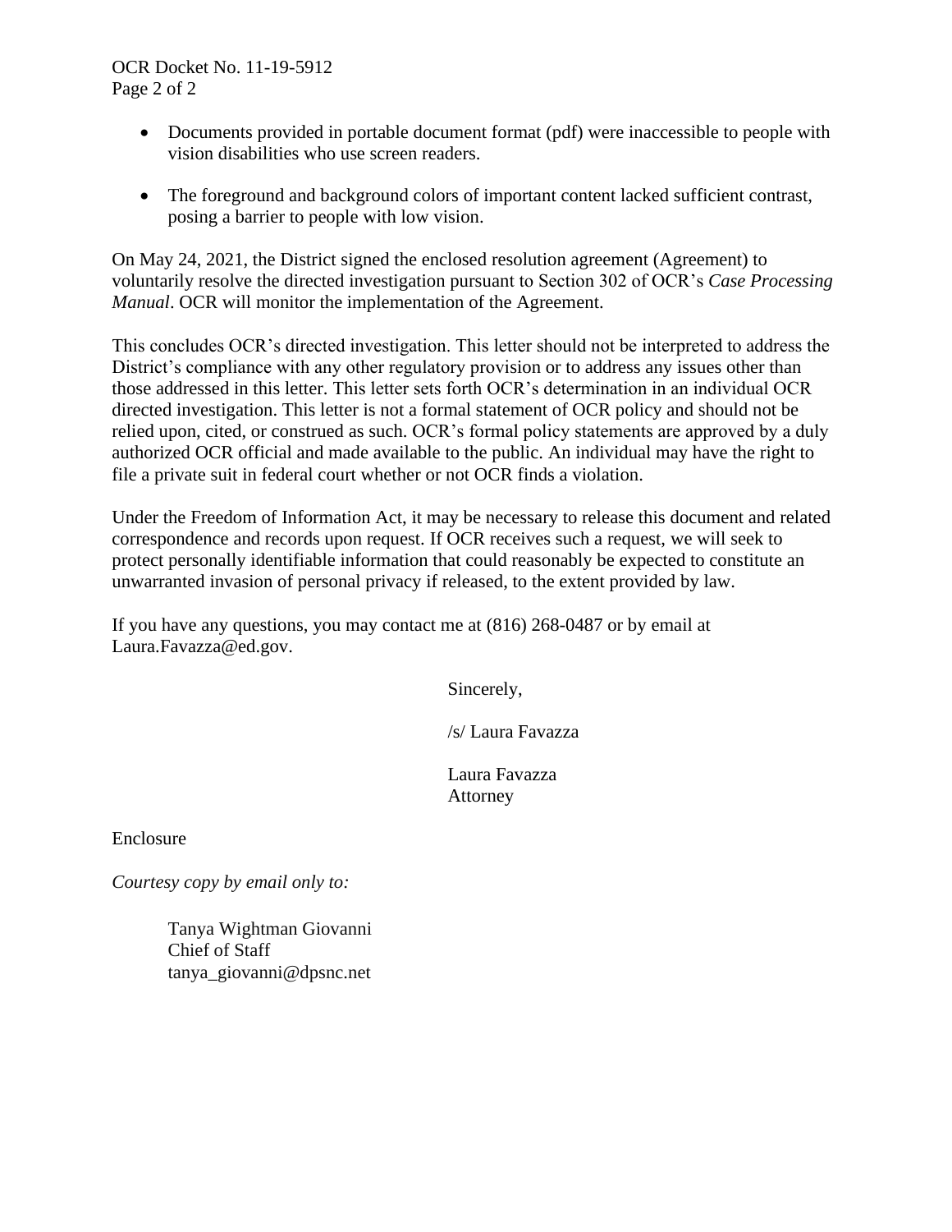- Documents provided in portable document format (pdf) were inaccessible to people with vision disabilities who use screen readers.

- The foreground and background colors of important content lacked sufficient contrast, posing a barrier to people with low vision.

On May 24, 2021, the District signed the enclosed resolution agreement (Agreement) to voluntarily resolve the directed investigation pursuant to Section 302 of OCR's *Case Processing Manual*. OCR will monitor the implementation of the Agreement.

This concludes OCR's directed investigation. This letter should not be interpreted to address the District's compliance with any other regulatory provision or to address any issues other than those addressed in this letter. This letter sets forth OCR's determination in an individual OCR directed investigation. This letter is not a formal statement of OCR policy and should not be relied upon, cited, or construed as such. OCR's formal policy statements are approved by a duly authorized OCR official and made available to the public. An individual may have the right to file a private suit in federal court whether or not OCR finds a violation.

Under the Freedom of Information Act, it may be necessary to release this document and related correspondence and records upon request. If OCR receives such a request, we will seek to protect personally identifiable information that could reasonably be expected to constitute an unwarranted invasion of personal privacy if released, to the extent provided by law.

If you have any questions, you may contact me at (816) 268-0487 or by email at Laura.Favazza@ed.gov.

Sincerely,

/s/ Laura Favazza

Laura Favazza
Attorney

Enclosure

*Courtesy copy by email only to:*

Tanya Wightman Giovanni
Chief of Staff
tanya_giovanni@dpsnc.net